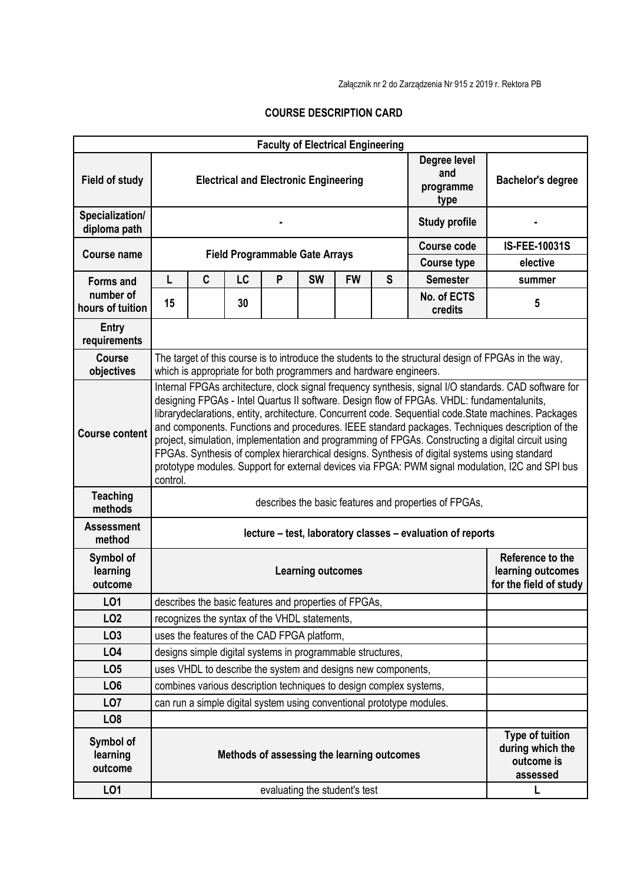Załącznik nr 2 do Zarządzenia Nr 915 z 2019 r. Rektora PB

## COURSE DESCRIPTION CARD

| Faculty of Electrical Engineering | | | | | | | | | |
|---|---|---|---|---|---|---|---|---|---|
| **Field of study** | **Electrical and Electronic Engineering** | | | | | | | **Degree level and programme type** | **Bachelor's degree** |
| **Specialization/ diploma path** | - | | | | | | | **Study profile** | - |
| **Course name** | **Field Programmable Gate Arrays** | | | | | | | **Course code** | **IS-FEE-10031S** |
| | | | | | | | | **Course type** | **elective** |
| **Forms and number of hours of tuition** | **L** | **C** | **LC** | **P** | **SW** | **FW** | **S** | **Semester** | **summer** |
| | **15** | | **30** | | | | | **No. of ECTS credits** | **5** |
| **Entry requirements** | | | | | | | | | |
| **Course objectives** | The target of this course is to introduce the students to the structural design of FPGAs in the way, which is appropriate for both programmers and hardware engineers. | | | | | | | | |
| **Course content** | Internal FPGAs architecture, clock signal frequency synthesis, signal I/O standards. CAD software for designing FPGAs - Intel Quartus II software. Design flow of FPGAs. VHDL: fundamentalunits, librarydeclarations, entity, architecture. Concurrent code. Sequential code.State machines. Packages and components. Functions and procedures. IEEE standard packages. Techniques description of the project, simulation, implementation and programming of FPGAs. Constructing a digital circuit using FPGAs. Synthesis of complex hierarchical designs. Synthesis of digital systems using standard prototype modules. Support for external devices via FPGA: PWM signal modulation, I2C and SPI bus control. | | | | | | | | |
| **Teaching methods** | describes the basic features and properties of FPGAs, | | | | | | | | |
| **Assessment method** | **lecture – test, laboratory classes – evaluation of reports** | | | | | | | | |
| **Symbol of learning outcome** | **Learning outcomes** | | | | | | | | **Reference to the learning outcomes for the field of study** |
| **LO1** | describes the basic features and properties of FPGAs, | | | | | | | | |
| **LO2** | recognizes the syntax of the VHDL statements, | | | | | | | | |
| **LO3** | uses the features of the CAD FPGA platform, | | | | | | | | |
| **LO4** | designs simple digital systems in programmable structures, | | | | | | | | |
| **LO5** | uses VHDL to describe the system and designs new components, | | | | | | | | |
| **LO6** | combines various description techniques to design complex systems, | | | | | | | | |
| **LO7** | can run a simple digital system using conventional prototype modules. | | | | | | | | |
| **LO8** | | | | | | | | | |
| **Symbol of learning outcome** | **Methods of assessing the learning outcomes** | | | | | | | | **Type of tuition during which the outcome is assessed** |
| **LO1** | evaluating the student's test | | | | | | | | **L** |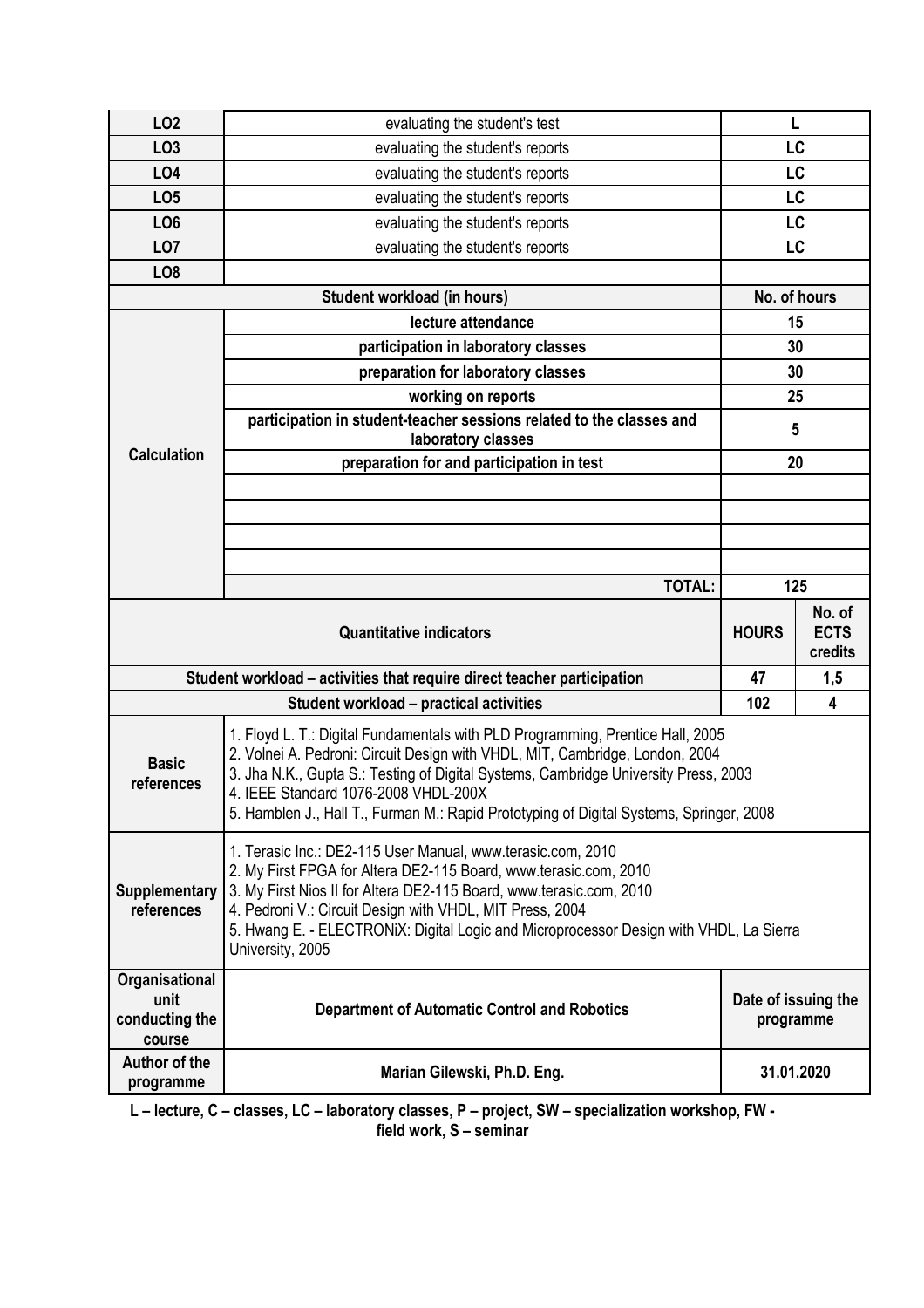| | | |
|---|---|---|
| **LO2** | evaluating the student's test | **L** |
| **LO3** | evaluating the student's reports | **LC** |
| **LO4** | evaluating the student's reports | **LC** |
| **LO5** | evaluating the student's reports | **LC** |
| **LO6** | evaluating the student's reports | **LC** |
| **LO7** | evaluating the student's reports | **LC** |
| **LO8** | | |

| **Student workload (in hours)** | | **No. of hours** |
|---|---|---|
| **Calculation** | **lecture attendance** | **15** |
| | **participation in laboratory classes** | **30** |
| | **preparation for laboratory classes** | **30** |
| | **working on reports** | **25** |
| | **participation in student-teacher sessions related to the classes and laboratory classes** | **5** |
| | **preparation for and participation in test** | **20** |
| | | |
| | | |
| | | |
| | | |
| | **TOTAL:** | **125** |

| **Quantitative indicators** | **HOURS** | **No. of ECTS credits** |
|---|---|---|
| **Student workload – activities that require direct teacher participation** | **47** | **1,5** |
| **Student workload – practical activities** | **102** | **4** |

| | |
|---|---|
| **Basic references** | 1. Floyd L. T.: Digital Fundamentals with PLD Programming, Prentice Hall, 2005<br>2. Volnei A. Pedroni: Circuit Design with VHDL, MIT, Cambridge, London, 2004<br>3. Jha N.K., Gupta S.: Testing of Digital Systems, Cambridge University Press, 2003<br>4. IEEE Standard 1076-2008 VHDL-200X<br>5. Hamblen J., Hall T., Furman M.: Rapid Prototyping of Digital Systems, Springer, 2008 |
| **Supplementary references** | 1. Terasic Inc.: DE2-115 User Manual, www.terasic.com, 2010<br>2. My First FPGA for Altera DE2-115 Board, www.terasic.com, 2010<br>3. My First Nios II for Altera DE2-115 Board, www.terasic.com, 2010<br>4. Pedroni V.: Circuit Design with VHDL, MIT Press, 2004<br>5. Hwang E. - ELECTRONiX: Digital Logic and Microprocessor Design with VHDL, La Sierra University, 2005 |

| | | |
|---|---|---|
| **Organisational unit conducting the course** | **Department of Automatic Control and Robotics** | **Date of issuing the programme** |
| **Author of the programme** | **Marian Gilewski, Ph.D. Eng.** | **31.01.2020** |

**L – lecture, C – classes, LC – laboratory classes, P – project, SW – specialization workshop, FW - field work, S – seminar**